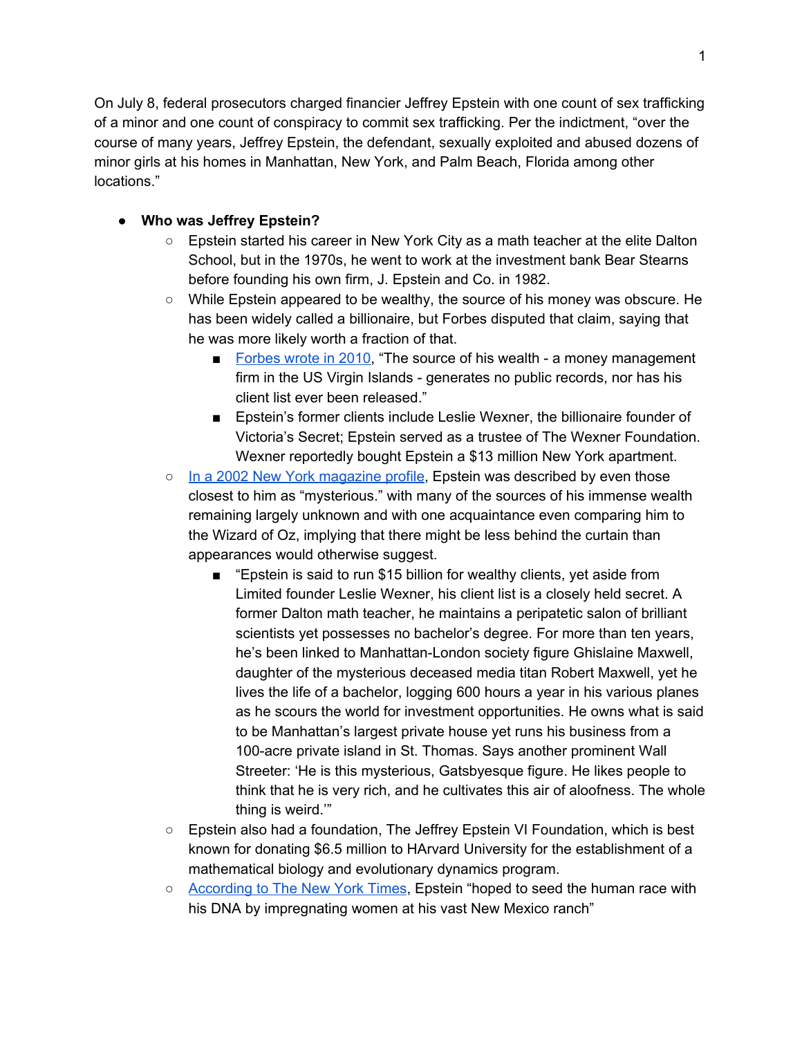On July 8, federal prosecutors charged financier Jeffrey Epstein with one count of sex trafficking of a minor and one count of conspiracy to commit sex trafficking. Per the indictment, "over the course of many years, Jeffrey Epstein, the defendant, sexually exploited and abused dozens of minor girls at his homes in Manhattan, New York, and Palm Beach, Florida among other locations."

- **Who was Jeffrey Epstein?**
  - Epstein started his career in New York City as a math teacher at the elite Dalton School, but in the 1970s, he went to work at the investment bank Bear Stearns before founding his own firm, J. Epstein and Co. in 1982.
  - While Epstein appeared to be wealthy, the source of his money was obscure. He has been widely called a billionaire, but Forbes disputed that claim, saying that he was more likely worth a fraction of that.
    - Forbes wrote in 2010, "The source of his wealth - a money management firm in the US Virgin Islands - generates no public records, nor has his client list ever been released."
    - Epstein's former clients include Leslie Wexner, the billionaire founder of Victoria's Secret; Epstein served as a trustee of The Wexner Foundation. Wexner reportedly bought Epstein a $13 million New York apartment.
  - In a 2002 New York magazine profile, Epstein was described by even those closest to him as "mysterious." with many of the sources of his immense wealth remaining largely unknown and with one acquaintance even comparing him to the Wizard of Oz, implying that there might be less behind the curtain than appearances would otherwise suggest.
    - "Epstein is said to run $15 billion for wealthy clients, yet aside from Limited founder Leslie Wexner, his client list is a closely held secret. A former Dalton math teacher, he maintains a peripatetic salon of brilliant scientists yet possesses no bachelor's degree. For more than ten years, he's been linked to Manhattan-London society figure Ghislaine Maxwell, daughter of the mysterious deceased media titan Robert Maxwell, yet he lives the life of a bachelor, logging 600 hours a year in his various planes as he scours the world for investment opportunities. He owns what is said to be Manhattan's largest private house yet runs his business from a 100-acre private island in St. Thomas. Says another prominent Wall Streeter: 'He is this mysterious, Gatsbyesque figure. He likes people to think that he is very rich, and he cultivates this air of aloofness. The whole thing is weird.'"
  - Epstein also had a foundation, The Jeffrey Epstein VI Foundation, which is best known for donating $6.5 million to HArvard University for the establishment of a mathematical biology and evolutionary dynamics program.
  - According to The New York Times, Epstein "hoped to seed the human race with his DNA by impregnating women at his vast New Mexico ranch"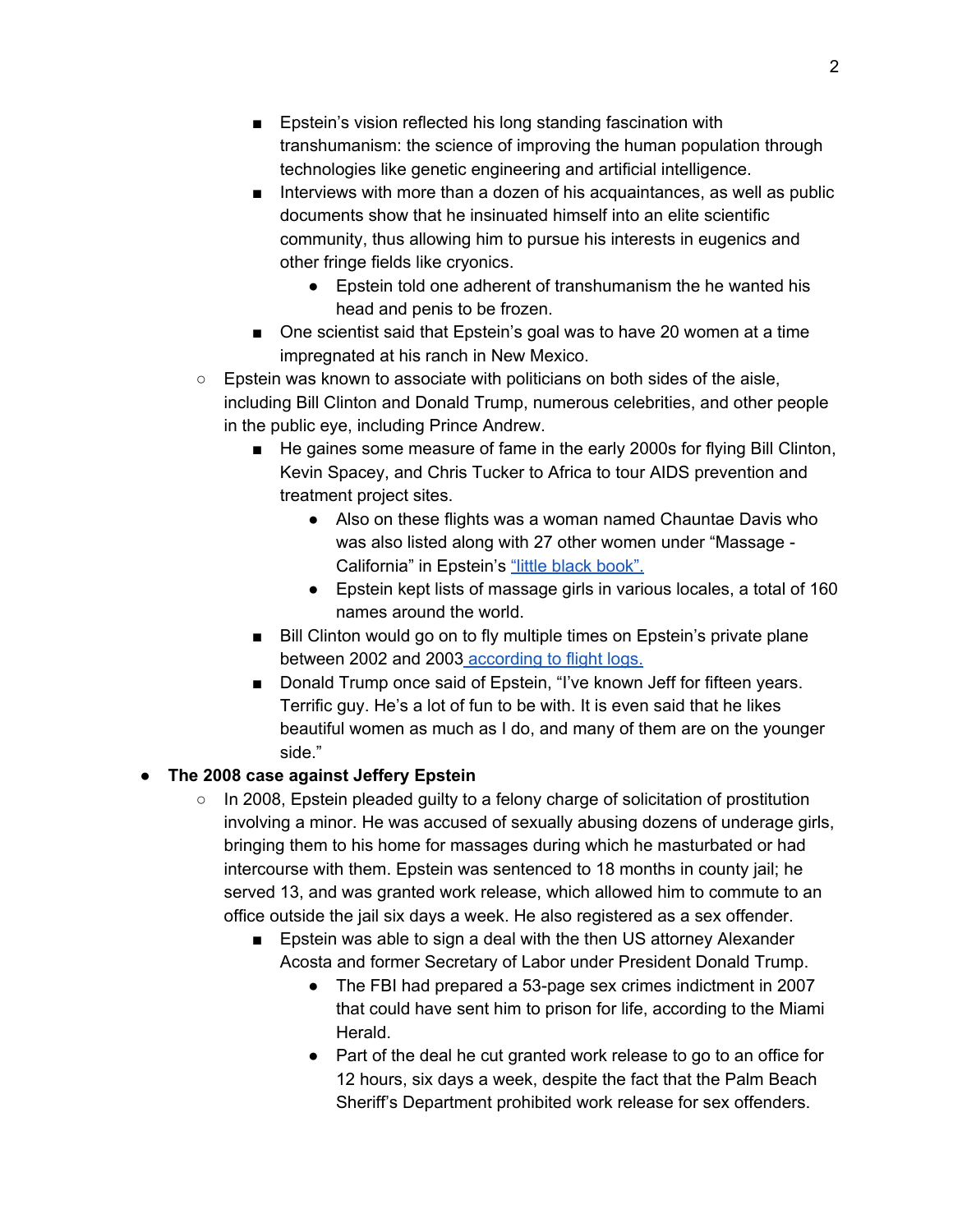- Epstein's vision reflected his long standing fascination with transhumanism: the science of improving the human population through technologies like genetic engineering and artificial intelligence.
        - Interviews with more than a dozen of his acquaintances, as well as public documents show that he insinuated himself into an elite scientific community, thus allowing him to pursue his interests in eugenics and other fringe fields like cryonics.
            - Epstein told one adherent of transhumanism the he wanted his head and penis to be frozen.
        - One scientist said that Epstein's goal was to have 20 women at a time impregnated at his ranch in New Mexico.
    - Epstein was known to associate with politicians on both sides of the aisle, including Bill Clinton and Donald Trump, numerous celebrities, and other people in the public eye, including Prince Andrew.
        - He gaines some measure of fame in the early 2000s for flying Bill Clinton, Kevin Spacey, and Chris Tucker to Africa to tour AIDS prevention and treatment project sites.
            - Also on these flights was a woman named Chauntae Davis who was also listed along with 27 other women under "Massage - California" in Epstein's "little black book".
            - Epstein kept lists of massage girls in various locales, a total of 160 names around the world.
        - Bill Clinton would go on to fly multiple times on Epstein's private plane between 2002 and 2003 according to flight logs.
        - Donald Trump once said of Epstein, "I've known Jeff for fifteen years. Terrific guy. He's a lot of fun to be with. It is even said that he likes beautiful women as much as I do, and many of them are on the younger side."
- **The 2008 case against Jeffery Epstein**
    - In 2008, Epstein pleaded guilty to a felony charge of solicitation of prostitution involving a minor. He was accused of sexually abusing dozens of underage girls, bringing them to his home for massages during which he masturbated or had intercourse with them. Epstein was sentenced to 18 months in county jail; he served 13, and was granted work release, which allowed him to commute to an office outside the jail six days a week. He also registered as a sex offender.
        - Epstein was able to sign a deal with the then US attorney Alexander Acosta and former Secretary of Labor under President Donald Trump.
            - The FBI had prepared a 53-page sex crimes indictment in 2007 that could have sent him to prison for life, according to the Miami Herald.
            - Part of the deal he cut granted work release to go to an office for 12 hours, six days a week, despite the fact that the Palm Beach Sheriff's Department prohibited work release for sex offenders.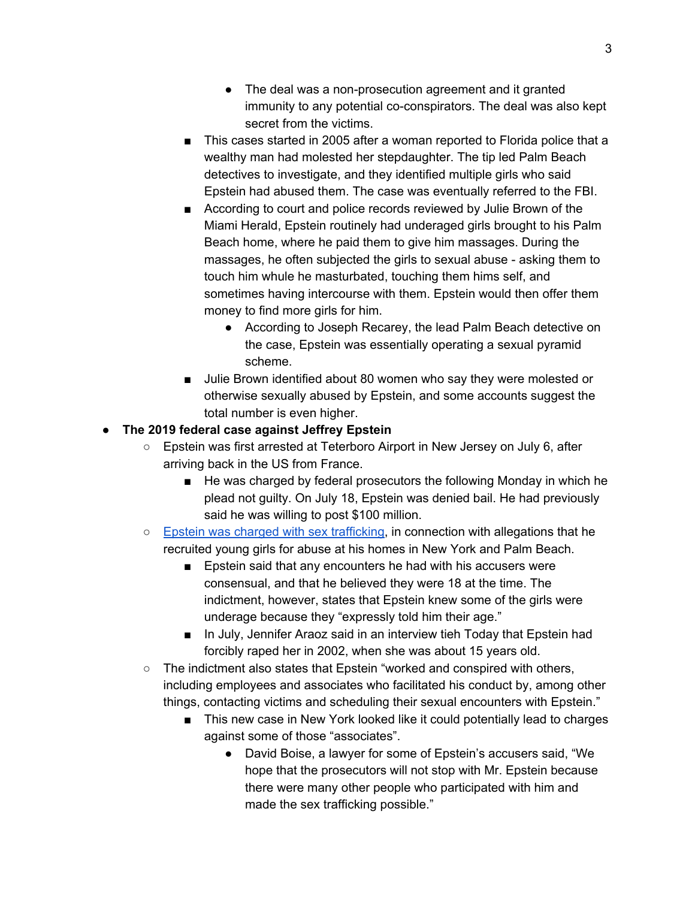- The deal was a non-prosecution agreement and it granted immunity to any potential co-conspirators. The deal was also kept secret from the victims.
        - This cases started in 2005 after a woman reported to Florida police that a wealthy man had molested her stepdaughter. The tip led Palm Beach detectives to investigate, and they identified multiple girls who said Epstein had abused them. The case was eventually referred to the FBI.
        - According to court and police records reviewed by Julie Brown of the Miami Herald, Epstein routinely had underaged girls brought to his Palm Beach home, where he paid them to give him massages. During the massages, he often subjected the girls to sexual abuse - asking them to touch him whule he masturbated, touching them hims self, and sometimes having intercourse with them. Epstein would then offer them money to find more girls for him.
            - According to Joseph Recarey, the lead Palm Beach detective on the case, Epstein was essentially operating a sexual pyramid scheme.
        - Julie Brown identified about 80 women who say they were molested or otherwise sexually abused by Epstein, and some accounts suggest the total number is even higher.
- **The 2019 federal case against Jeffrey Epstein**
    - Epstein was first arrested at Teterboro Airport in New Jersey on July 6, after arriving back in the US from France.
        - He was charged by federal prosecutors the following Monday in which he plead not guilty. On July 18, Epstein was denied bail. He had previously said he was willing to post $100 million.
    - [Epstein was charged with sex trafficking](), in connection with allegations that he recruited young girls for abuse at his homes in New York and Palm Beach.
        - Epstein said that any encounters he had with his accusers were consensual, and that he believed they were 18 at the time. The indictment, however, states that Epstein knew some of the girls were underage because they "expressly told him their age."
        - In July, Jennifer Araoz said in an interview tieh Today that Epstein had forcibly raped her in 2002, when she was about 15 years old.
    - The indictment also states that Epstein "worked and conspired with others, including employees and associates who facilitated his conduct by, among other things, contacting victims and scheduling their sexual encounters with Epstein."
        - This new case in New York looked like it could potentially lead to charges against some of those "associates".
            - David Boise, a lawyer for some of Epstein's accusers said, "We hope that the prosecutors will not stop with Mr. Epstein because there were many other people who participated with him and made the sex trafficking possible."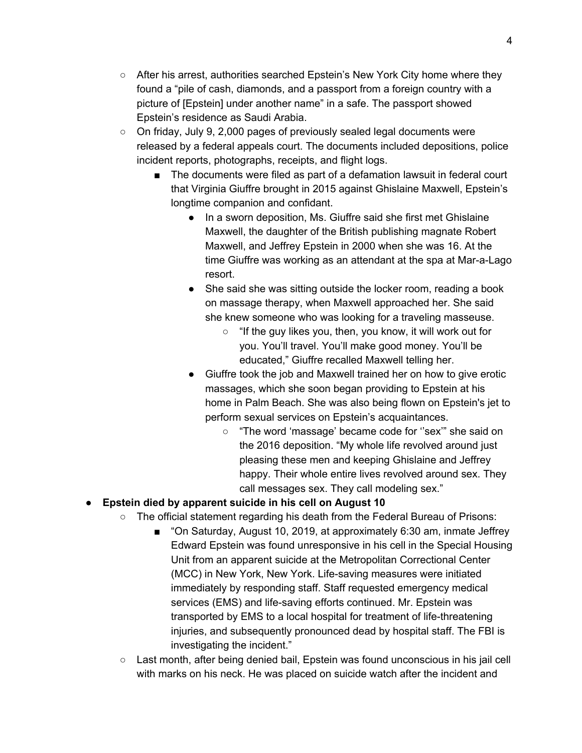- After his arrest, authorities searched Epstein's New York City home where they found a "pile of cash, diamonds, and a passport from a foreign country with a picture of [Epstein] under another name" in a safe. The passport showed Epstein's residence as Saudi Arabia.
- On friday, July 9, 2,000 pages of previously sealed legal documents were released by a federal appeals court. The documents included depositions, police incident reports, photographs, receipts, and flight logs.
    - The documents were filed as part of a defamation lawsuit in federal court that Virginia Giuffre brought in 2015 against Ghislaine Maxwell, Epstein's longtime companion and confidant.
        - In a sworn deposition, Ms. Giuffre said she first met Ghislaine Maxwell, the daughter of the British publishing magnate Robert Maxwell, and Jeffrey Epstein in 2000 when she was 16. At the time Giuffre was working as an attendant at the spa at Mar-a-Lago resort.
        - She said she was sitting outside the locker room, reading a book on massage therapy, when Maxwell approached her. She said she knew someone who was looking for a traveling masseuse.
            - "If the guy likes you, then, you know, it will work out for you. You'll travel. You'll make good money. You'll be educated," Giuffre recalled Maxwell telling her.
        - Giuffre took the job and Maxwell trained her on how to give erotic massages, which she soon began providing to Epstein at his home in Palm Beach. She was also being flown on Epstein's jet to perform sexual services on Epstein's acquaintances.
            - "The word 'massage' became code for ''sex'" she said on the 2016 deposition. "My whole life revolved around just pleasing these men and keeping Ghislaine and Jeffrey happy. Their whole entire lives revolved around sex. They call messages sex. They call modeling sex."

- **Epstein died by apparent suicide in his cell on August 10**
    - The official statement regarding his death from the Federal Bureau of Prisons:
        - "On Saturday, August 10, 2019, at approximately 6:30 am, inmate Jeffrey Edward Epstein was found unresponsive in his cell in the Special Housing Unit from an apparent suicide at the Metropolitan Correctional Center (MCC) in New York, New York. Life-saving measures were initiated immediately by responding staff. Staff requested emergency medical services (EMS) and life-saving efforts continued. Mr. Epstein was transported by EMS to a local hospital for treatment of life-threatening injuries, and subsequently pronounced dead by hospital staff. The FBI is investigating the incident."
    - Last month, after being denied bail, Epstein was found unconscious in his jail cell with marks on his neck. He was placed on suicide watch after the incident and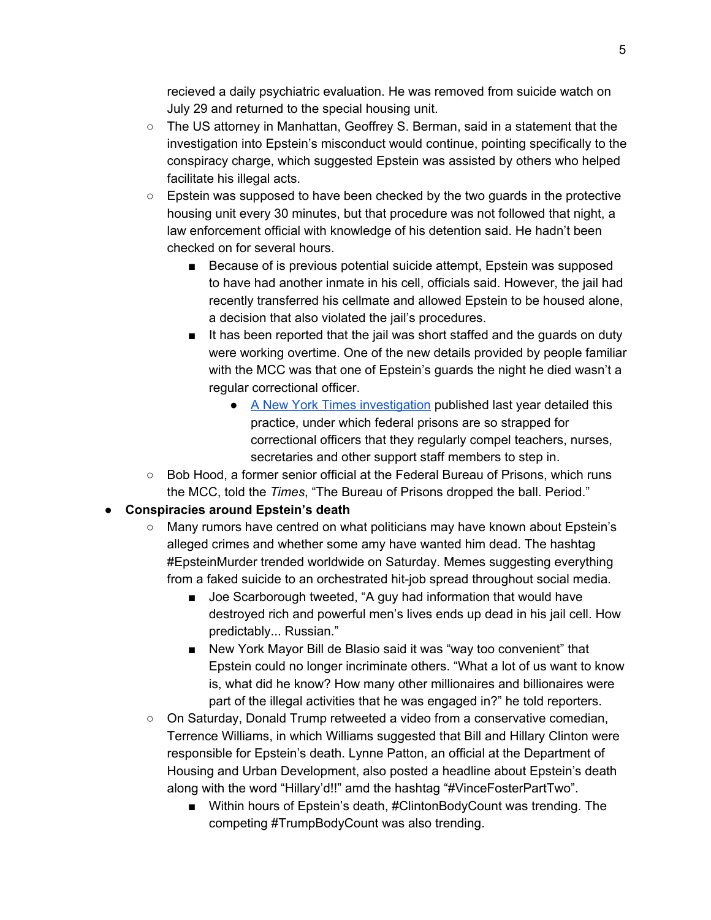recieved a daily psychiatric evaluation. He was removed from suicide watch on July 29 and returned to the special housing unit.

- The US attorney in Manhattan, Geoffrey S. Berman, said in a statement that the investigation into Epstein's misconduct would continue, pointing specifically to the conspiracy charge, which suggested Epstein was assisted by others who helped facilitate his illegal acts.
- Epstein was supposed to have been checked by the two guards in the protective housing unit every 30 minutes, but that procedure was not followed that night, a law enforcement official with knowledge of his detention said. He hadn't been checked on for several hours.
    - Because of is previous potential suicide attempt, Epstein was supposed to have had another inmate in his cell, officials said. However, the jail had recently transferred his cellmate and allowed Epstein to be housed alone, a decision that also violated the jail's procedures.
    - It has been reported that the jail was short staffed and the guards on duty were working overtime. One of the new details provided by people familiar with the MCC was that one of Epstein's guards the night he died wasn't a regular correctional officer.
        - [A New York Times investigation]() published last year detailed this practice, under which federal prisons are so strapped for correctional officers that they regularly compel teachers, nurses, secretaries and other support staff members to step in.
- Bob Hood, a former senior official at the Federal Bureau of Prisons, which runs the MCC, told the *Times*, "The Bureau of Prisons dropped the ball. Period."

- **Conspiracies around Epstein's death**
    - Many rumors have centred on what politicians may have known about Epstein's alleged crimes and whether some amy have wanted him dead. The hashtag #EpsteinMurder trended worldwide on Saturday. Memes suggesting everything from a faked suicide to an orchestrated hit-job spread throughout social media.
        - Joe Scarborough tweeted, "A guy had information that would have destroyed rich and powerful men's lives ends up dead in his jail cell. How predictably... Russian."
        - New York Mayor Bill de Blasio said it was "way too convenient" that Epstein could no longer incriminate others. "What a lot of us want to know is, what did he know? How many other millionaires and billionaires were part of the illegal activities that he was engaged in?" he told reporters.
    - On Saturday, Donald Trump retweeted a video from a conservative comedian, Terrence Williams, in which Williams suggested that Bill and Hillary Clinton were responsible for Epstein's death. Lynne Patton, an official at the Department of Housing and Urban Development, also posted a headline about Epstein's death along with the word "Hillary'd!!" amd the hashtag "#VinceFosterPartTwo".
        - Within hours of Epstein's death, #ClintonBodyCount was trending. The competing #TrumpBodyCount was also trending.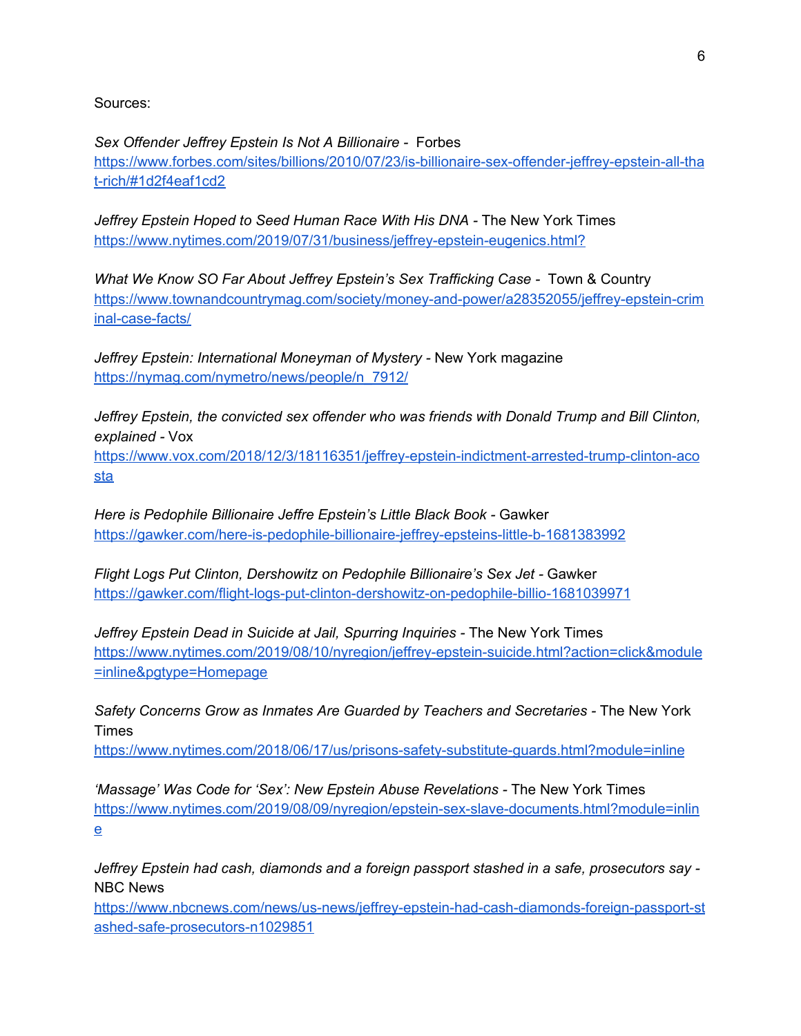Sources:

*Sex Offender Jeffrey Epstein Is Not A Billionaire* - Forbes
https://www.forbes.com/sites/billions/2010/07/23/is-billionaire-sex-offender-jeffrey-epstein-all-that-rich/#1d2f4eaf1cd2

*Jeffrey Epstein Hoped to Seed Human Race With His DNA* - The New York Times
https://www.nytimes.com/2019/07/31/business/jeffrey-epstein-eugenics.html?

*What We Know SO Far About Jeffrey Epstein's Sex Trafficking Case* - Town & Country
https://www.townandcountrymag.com/society/money-and-power/a28352055/jeffrey-epstein-criminal-case-facts/

*Jeffrey Epstein: International Moneyman of Mystery* - New York magazine
https://nymag.com/nymetro/news/people/n_7912/

*Jeffrey Epstein, the convicted sex offender who was friends with Donald Trump and Bill Clinton, explained* - Vox
https://www.vox.com/2018/12/3/18116351/jeffrey-epstein-indictment-arrested-trump-clinton-acosta

*Here is Pedophile Billionaire Jeffre Epstein's Little Black Book* - Gawker
https://gawker.com/here-is-pedophile-billionaire-jeffrey-epsteins-little-b-1681383992

*Flight Logs Put Clinton, Dershowitz on Pedophile Billionaire's Sex Jet* - Gawker
https://gawker.com/flight-logs-put-clinton-dershowitz-on-pedophile-billio-1681039971

*Jeffrey Epstein Dead in Suicide at Jail, Spurring Inquiries* - The New York Times
https://www.nytimes.com/2019/08/10/nyregion/jeffrey-epstein-suicide.html?action=click&module=inline&pgtype=Homepage

*Safety Concerns Grow as Inmates Are Guarded by Teachers and Secretaries* - The New York Times
https://www.nytimes.com/2018/06/17/us/prisons-safety-substitute-guards.html?module=inline

*'Massage' Was Code for 'Sex': New Epstein Abuse Revelations* - The New York Times
https://www.nytimes.com/2019/08/09/nyregion/epstein-sex-slave-documents.html?module=inline

*Jeffrey Epstein had cash, diamonds and a foreign passport stashed in a safe, prosecutors say* - NBC News
https://www.nbcnews.com/news/us-news/jeffrey-epstein-had-cash-diamonds-foreign-passport-stashed-safe-prosecutors-n1029851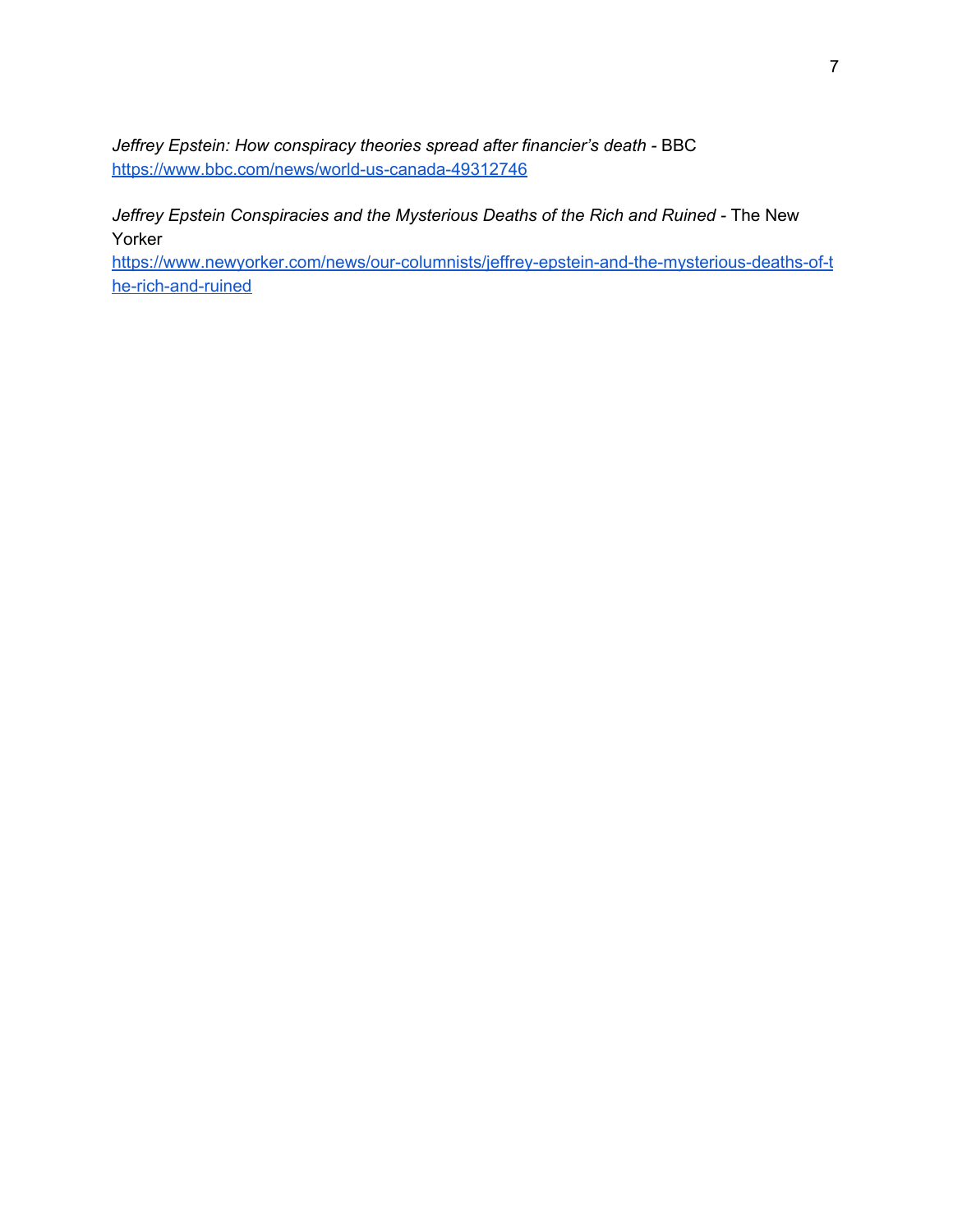*Jeffrey Epstein: How conspiracy theories spread after financier's death* - BBC
https://www.bbc.com/news/world-us-canada-49312746

*Jeffrey Epstein Conspiracies and the Mysterious Deaths of the Rich and Ruined* - The New Yorker
https://www.newyorker.com/news/our-columnists/jeffrey-epstein-and-the-mysterious-deaths-of-the-rich-and-ruined